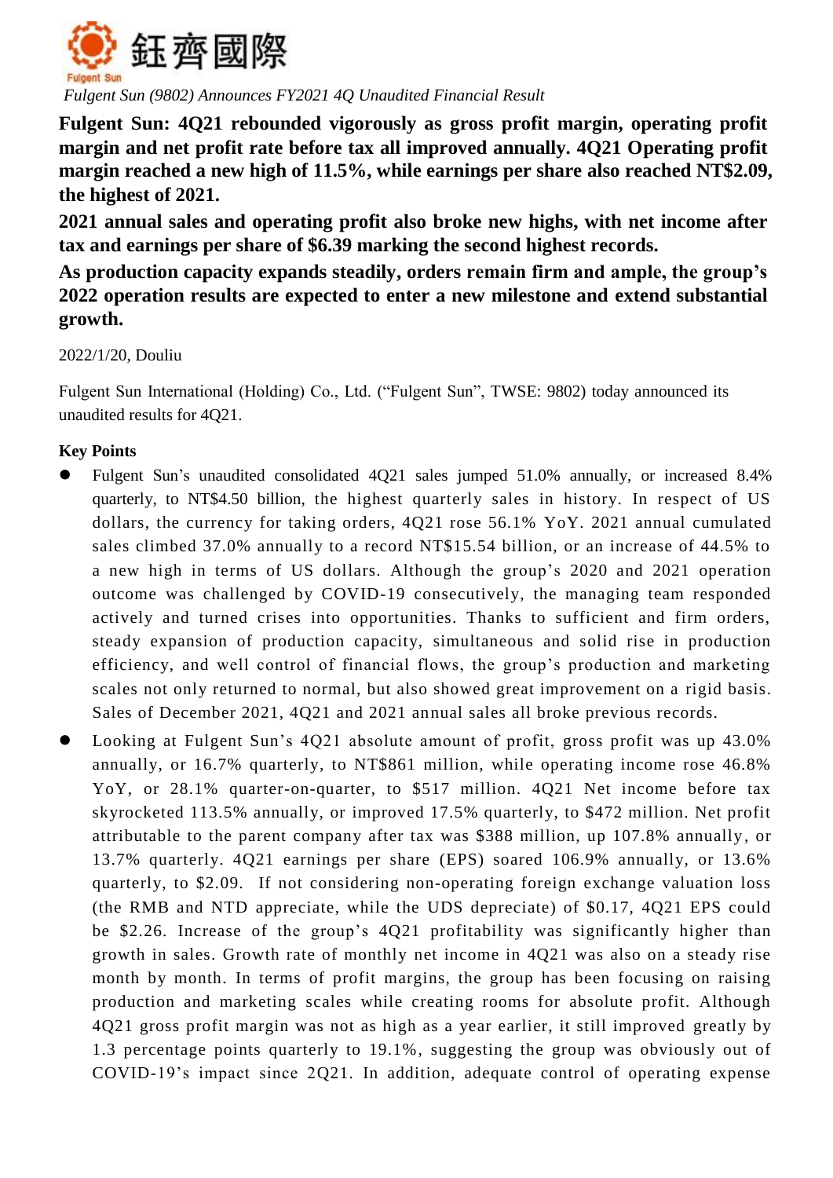鈺齊國際

Fulgent Sun

*Fulgent Sun (9802) Announces FY2021 4Q Unaudited Financial Result*

**Fulgent Sun: 4Q21 rebounded vigorously as gross profit margin, operating profit margin and net profit rate before tax all improved annually. 4Q21 Operating profit margin reached a new high of 11.5%, while earnings per share also reached NT$2.09, the highest of 2021.**

**2021 annual sales and operating profit also broke new highs, with net income after tax and earnings per share of $6.39 marking the second highest records.**

**As production capacity expands steadily, orders remain firm and ample, the group's 2022 operation results are expected to enter a new milestone and extend substantial growth.**

2022/1/20, Douliu

Fulgent Sun International (Holding) Co., Ltd. ("Fulgent Sun", TWSE: 9802) today announced its unaudited results for 4Q21.

**Key Points**

- Fulgent Sun's unaudited consolidated 4Q21 sales jumped 51.0% annually, or increased 8.4% quarterly, to NT$4.50 billion, the highest quarterly sales in history. In respect of US dollars, the currency for taking orders, 4Q21 rose 56.1% YoY. 2021 annual cumulated sales climbed 37.0% annually to a record NT$15.54 billion, or an increase of 44.5% to a new high in terms of US dollars. Although the group's 2020 and 2021 operation outcome was challenged by COVID-19 consecutively, the managing team responded actively and turned crises into opportunities. Thanks to sufficient and firm orders, steady expansion of production capacity, simultaneous and solid rise in production efficiency, and well control of financial flows, the group's production and marketing scales not only returned to normal, but also showed great improvement on a rigid basis. Sales of December 2021, 4Q21 and 2021 annual sales all broke previous records.
- Looking at Fulgent Sun's 4Q21 absolute amount of profit, gross profit was up 43.0% annually, or 16.7% quarterly, to NT$861 million, while operating income rose 46.8% YoY, or 28.1% quarter-on-quarter, to $517 million. 4Q21 Net income before tax skyrocketed 113.5% annually, or improved 17.5% quarterly, to $472 million. Net profit attributable to the parent company after tax was $388 million, up 107.8% annually, or 13.7% quarterly. 4Q21 earnings per share (EPS) soared 106.9% annually, or 13.6% quarterly, to $2.09. If not considering non-operating foreign exchange valuation loss (the RMB and NTD appreciate, while the UDS depreciate) of $0.17, 4Q21 EPS could be $2.26. Increase of the group's 4Q21 profitability was significantly higher than growth in sales. Growth rate of monthly net income in 4Q21 was also on a steady rise month by month. In terms of profit margins, the group has been focusing on raising production and marketing scales while creating rooms for absolute profit. Although 4Q21 gross profit margin was not as high as a year earlier, it still improved greatly by 1.3 percentage points quarterly to 19.1%, suggesting the group was obviously out of COVID-19's impact since 2Q21. In addition, adequate control of operating expense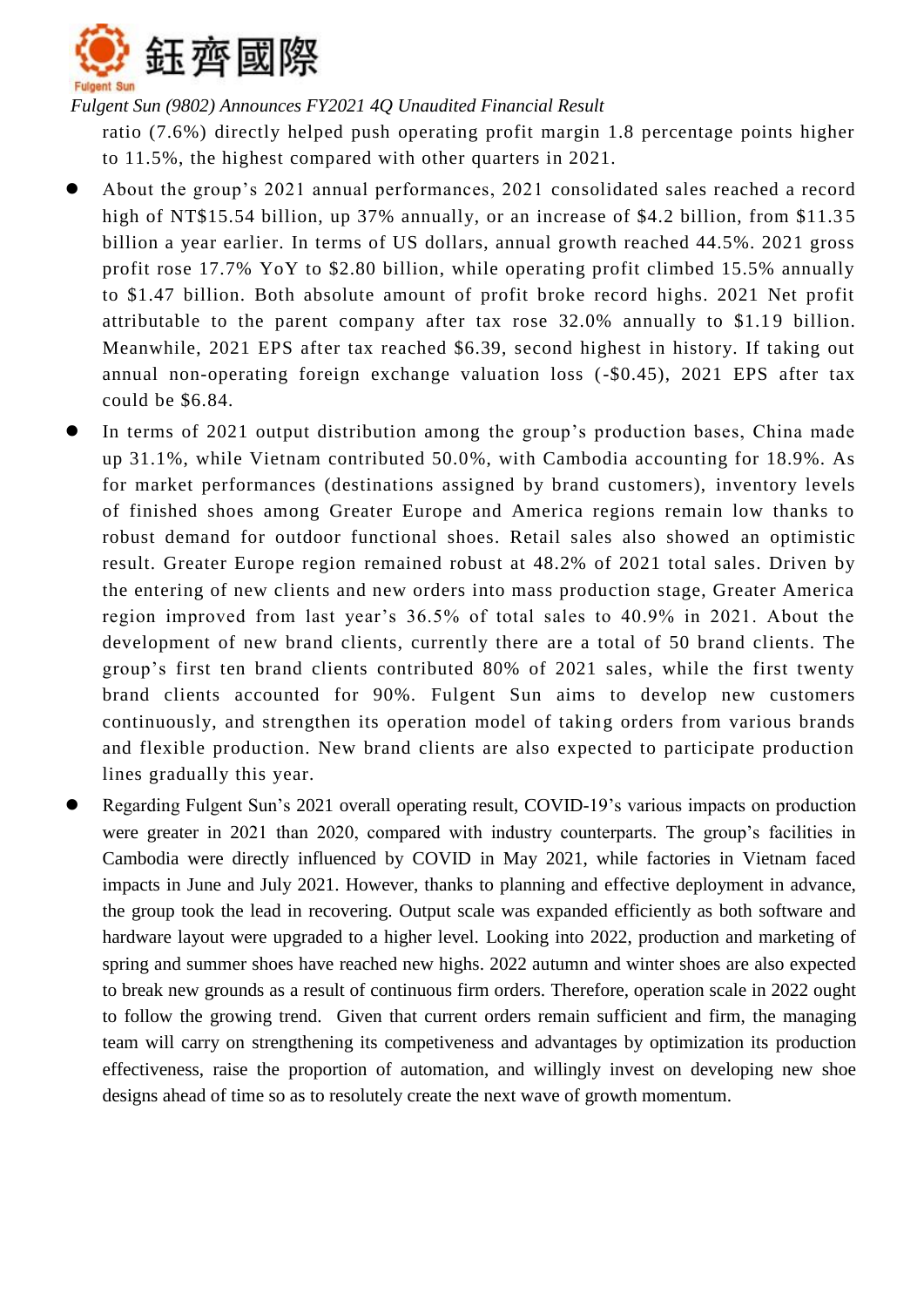ratio (7.6%) directly helped push operating profit margin 1.8 percentage points higher to 11.5%, the highest compared with other quarters in 2021.

- About the group's 2021 annual performances, 2021 consolidated sales reached a record high of NT$15.54 billion, up 37% annually, or an increase of $4.2 billion, from $11.35 billion a year earlier. In terms of US dollars, annual growth reached 44.5%. 2021 gross profit rose 17.7% YoY to $2.80 billion, while operating profit climbed 15.5% annually to $1.47 billion. Both absolute amount of profit broke record highs. 2021 Net profit attributable to the parent company after tax rose 32.0% annually to $1.19 billion. Meanwhile, 2021 EPS after tax reached $6.39, second highest in history. If taking out annual non-operating foreign exchange valuation loss (-$0.45), 2021 EPS after tax could be $6.84.
- In terms of 2021 output distribution among the group's production bases, China made up 31.1%, while Vietnam contributed 50.0%, with Cambodia accounting for 18.9%. As for market performances (destinations assigned by brand customers), inventory levels of finished shoes among Greater Europe and America regions remain low thanks to robust demand for outdoor functional shoes. Retail sales also showed an optimistic result. Greater Europe region remained robust at 48.2% of 2021 total sales. Driven by the entering of new clients and new orders into mass production stage, Greater America region improved from last year's 36.5% of total sales to 40.9% in 2021. About the development of new brand clients, currently there are a total of 50 brand clients. The group's first ten brand clients contributed 80% of 2021 sales, while the first twenty brand clients accounted for 90%. Fulgent Sun aims to develop new customers continuously, and strengthen its operation model of taking orders from various brands and flexible production. New brand clients are also expected to participate production lines gradually this year.
- Regarding Fulgent Sun's 2021 overall operating result, COVID-19's various impacts on production were greater in 2021 than 2020, compared with industry counterparts. The group's facilities in Cambodia were directly influenced by COVID in May 2021, while factories in Vietnam faced impacts in June and July 2021. However, thanks to planning and effective deployment in advance, the group took the lead in recovering. Output scale was expanded efficiently as both software and hardware layout were upgraded to a higher level. Looking into 2022, production and marketing of spring and summer shoes have reached new highs. 2022 autumn and winter shoes are also expected to break new grounds as a result of continuous firm orders. Therefore, operation scale in 2022 ought to follow the growing trend. Given that current orders remain sufficient and firm, the managing team will carry on strengthening its competiveness and advantages by optimization its production effectiveness, raise the proportion of automation, and willingly invest on developing new shoe designs ahead of time so as to resolutely create the next wave of growth momentum.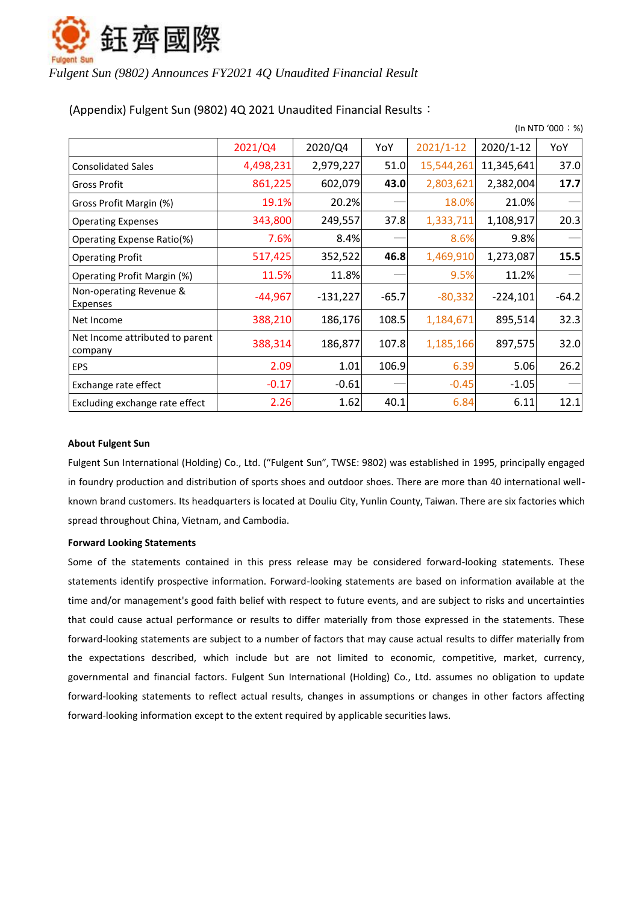鈺齊國際

Fulgent Sun

*Fulgent Sun (9802) Announces FY2021 4Q Unaudited Financial Result*

(Appendix) Fulgent Sun (9802) 4Q 2021 Unaudited Financial Results：

(In NTD '000；%)

| | 2021/Q4 | 2020/Q4 | YoY | 2021/1-12 | 2020/1-12 | YoY |
|---|---|---|---|---|---|---|
| Consolidated Sales | 4,498,231 | 2,979,227 | 51.0 | 15,544,261 | 11,345,641 | 37.0 |
| Gross Profit | 861,225 | 602,079 | **43.0** | 2,803,621 | 2,382,004 | **17.7** |
| Gross Profit Margin (%) | 19.1% | 20.2% | — | 18.0% | 21.0% | — |
| Operating Expenses | 343,800 | 249,557 | 37.8 | 1,333,711 | 1,108,917 | 20.3 |
| Operating Expense Ratio(%) | 7.6% | 8.4% | — | 8.6% | 9.8% | — |
| Operating Profit | 517,425 | 352,522 | **46.8** | 1,469,910 | 1,273,087 | **15.5** |
| Operating Profit Margin (%) | 11.5% | 11.8% | — | 9.5% | 11.2% | — |
| Non-operating Revenue & Expenses | -44,967 | -131,227 | -65.7 | -80,332 | -224,101 | -64.2 |
| Net Income | 388,210 | 186,176 | 108.5 | 1,184,671 | 895,514 | 32.3 |
| Net Income attributed to parent company | 388,314 | 186,877 | 107.8 | 1,185,166 | 897,575 | 32.0 |
| EPS | 2.09 | 1.01 | 106.9 | 6.39 | 5.06 | 26.2 |
| Exchange rate effect | -0.17 | -0.61 | — | -0.45 | -1.05 | — |
| Excluding exchange rate effect | 2.26 | 1.62 | 40.1 | 6.84 | 6.11 | 12.1 |

**About Fulgent Sun**

Fulgent Sun International (Holding) Co., Ltd. ("Fulgent Sun", TWSE: 9802) was established in 1995, principally engaged in foundry production and distribution of sports shoes and outdoor shoes. There are more than 40 international well-known brand customers. Its headquarters is located at Douliu City, Yunlin County, Taiwan. There are six factories which spread throughout China, Vietnam, and Cambodia.

**Forward Looking Statements**

Some of the statements contained in this press release may be considered forward-looking statements. These statements identify prospective information. Forward-looking statements are based on information available at the time and/or management's good faith belief with respect to future events, and are subject to risks and uncertainties that could cause actual performance or results to differ materially from those expressed in the statements. These forward-looking statements are subject to a number of factors that may cause actual results to differ materially from the expectations described, which include but are not limited to economic, competitive, market, currency, governmental and financial factors. Fulgent Sun International (Holding) Co., Ltd. assumes no obligation to update forward-looking statements to reflect actual results, changes in assumptions or changes in other factors affecting forward-looking information except to the extent required by applicable securities laws.